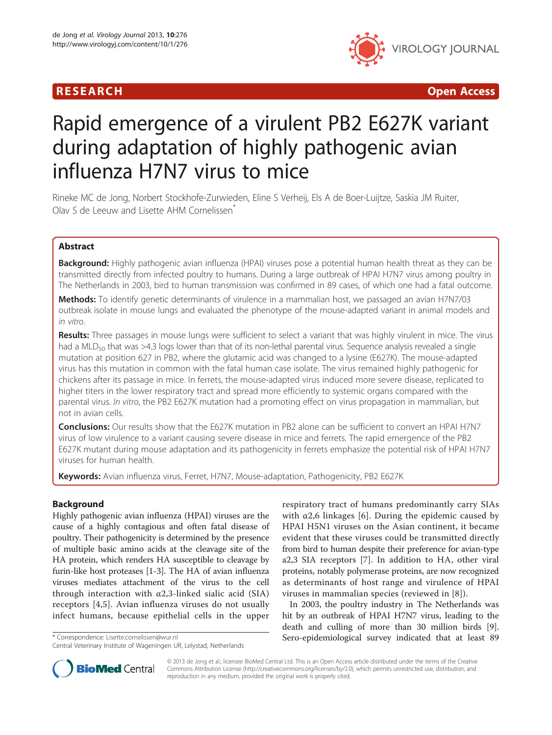RESEARCH Open Access

# Rapid emergence of a virulent PB2 E627K variant during adaptation of highly pathogenic avian influenza H7N7 virus to mice

Rineke MC de Jong, Norbert Stockhofe-Zurwieden, Eline S Verheij, Els A de Boer-Luijtze, Saskia JM Ruiter, Olav S de Leeuw and Lisette AHM Cornelissen*

## Abstract

**Background:** Highly pathogenic avian influenza (HPAI) viruses pose a potential human health threat as they can be transmitted directly from infected poultry to humans. During a large outbreak of HPAI H7N7 virus among poultry in The Netherlands in 2003, bird to human transmission was confirmed in 89 cases, of which one had a fatal outcome.

**Methods:** To identify genetic determinants of virulence in a mammalian host, we passaged an avian H7N7/03 outbreak isolate in mouse lungs and evaluated the phenotype of the mouse-adapted variant in animal models and *in vitro*.

**Results:** Three passages in mouse lungs were sufficient to select a variant that was highly virulent in mice. The virus had a $MLD_{50}$ that was >4.3 logs lower than that of its non-lethal parental virus. Sequence analysis revealed a single mutation at position 627 in PB2, where the glutamic acid was changed to a lysine (E627K). The mouse-adapted virus has this mutation in common with the fatal human case isolate. The virus remained highly pathogenic for chickens after its passage in mice. In ferrets, the mouse-adapted virus induced more severe disease, replicated to higher titers in the lower respiratory tract and spread more efficiently to systemic organs compared with the parental virus. *In vitro*, the PB2 E627K mutation had a promoting effect on virus propagation in mammalian, but not in avian cells.

**Conclusions:** Our results show that the E627K mutation in PB2 alone can be sufficient to convert an HPAI H7N7 virus of low virulence to a variant causing severe disease in mice and ferrets. The rapid emergence of the PB2 E627K mutant during mouse adaptation and its pathogenicity in ferrets emphasize the potential risk of HPAI H7N7 viruses for human health.

**Keywords:** Avian influenza virus, Ferret, H7N7, Mouse-adaptation, Pathogenicity, PB2 E627K

## Background

Highly pathogenic avian influenza (HPAI) viruses are the cause of a highly contagious and often fatal disease of poultry. Their pathogenicity is determined by the presence of multiple basic amino acids at the cleavage site of the HA protein, which renders HA susceptible to cleavage by furin-like host proteases [1-3]. The HA of avian influenza viruses mediates attachment of the virus to the cell through interaction with α2,3-linked sialic acid (SIA) receptors [4,5]. Avian influenza viruses do not usually infect humans, because epithelial cells in the upper respiratory tract of humans predominantly carry SIAs with α2,6 linkages [6]. During the epidemic caused by HPAI H5N1 viruses on the Asian continent, it became evident that these viruses could be transmitted directly from bird to human despite their preference for avian-type a2,3 SIA receptors [7]. In addition to HA, other viral proteins, notably polymerase proteins, are now recognized as determinants of host range and virulence of HPAI viruses in mammalian species (reviewed in [8]).

In 2003, the poultry industry in The Netherlands was hit by an outbreak of HPAI H7N7 virus, leading to the death and culling of more than 30 million birds [9]. Sero-epidemiological survey indicated that at least 89

\* Correspondence: Lisette.cornelissen@wur.nl
Central Veterinary Institute of Wageningen UR, Lelystad, Netherlands

© 2013 de Jong et al.; licensee BioMed Central Ltd. This is an Open Access article distributed under the terms of the Creative Commons Attribution License (http://creativecommons.org/licenses/by/2.0), which permits unrestricted use, distribution, and reproduction in any medium, provided the original work is properly cited.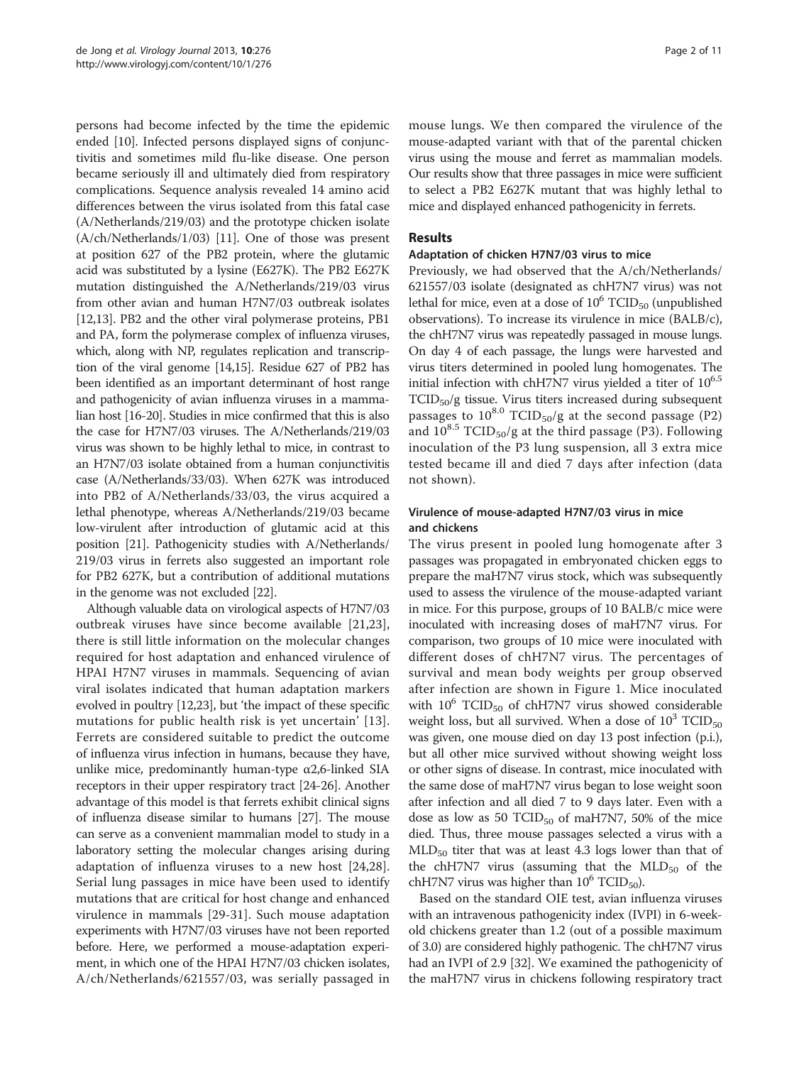persons had become infected by the time the epidemic ended [10]. Infected persons displayed signs of conjunctivitis and sometimes mild flu-like disease. One person became seriously ill and ultimately died from respiratory complications. Sequence analysis revealed 14 amino acid differences between the virus isolated from this fatal case (A/Netherlands/219/03) and the prototype chicken isolate (A/ch/Netherlands/1/03) [11]. One of those was present at position 627 of the PB2 protein, where the glutamic acid was substituted by a lysine (E627K). The PB2 E627K mutation distinguished the A/Netherlands/219/03 virus from other avian and human H7N7/03 outbreak isolates [12,13]. PB2 and the other viral polymerase proteins, PB1 and PA, form the polymerase complex of influenza viruses, which, along with NP, regulates replication and transcription of the viral genome [14,15]. Residue 627 of PB2 has been identified as an important determinant of host range and pathogenicity of avian influenza viruses in a mammalian host [16-20]. Studies in mice confirmed that this is also the case for H7N7/03 viruses. The A/Netherlands/219/03 virus was shown to be highly lethal to mice, in contrast to an H7N7/03 isolate obtained from a human conjunctivitis case (A/Netherlands/33/03). When 627K was introduced into PB2 of A/Netherlands/33/03, the virus acquired a lethal phenotype, whereas A/Netherlands/219/03 became low-virulent after introduction of glutamic acid at this position [21]. Pathogenicity studies with A/Netherlands/219/03 virus in ferrets also suggested an important role for PB2 627K, but a contribution of additional mutations in the genome was not excluded [22].

Although valuable data on virological aspects of H7N7/03 outbreak viruses have since become available [21,23], there is still little information on the molecular changes required for host adaptation and enhanced virulence of HPAI H7N7 viruses in mammals. Sequencing of avian viral isolates indicated that human adaptation markers evolved in poultry [12,23], but 'the impact of these specific mutations for public health risk is yet uncertain' [13]. Ferrets are considered suitable to predict the outcome of influenza virus infection in humans, because they have, unlike mice, predominantly human-type α2,6-linked SIA receptors in their upper respiratory tract [24-26]. Another advantage of this model is that ferrets exhibit clinical signs of influenza disease similar to humans [27]. The mouse can serve as a convenient mammalian model to study in a laboratory setting the molecular changes arising during adaptation of influenza viruses to a new host [24,28]. Serial lung passages in mice have been used to identify mutations that are critical for host change and enhanced virulence in mammals [29-31]. Such mouse adaptation experiments with H7N7/03 viruses have not been reported before. Here, we performed a mouse-adaptation experiment, in which one of the HPAI H7N7/03 chicken isolates, A/ch/Netherlands/621557/03, was serially passaged in mouse lungs. We then compared the virulence of the mouse-adapted variant with that of the parental chicken virus using the mouse and ferret as mammalian models. Our results show that three passages in mice were sufficient to select a PB2 E627K mutant that was highly lethal to mice and displayed enhanced pathogenicity in ferrets.

## Results

### Adaptation of chicken H7N7/03 virus to mice

Previously, we had observed that the A/ch/Netherlands/621557/03 isolate (designated as chH7N7 virus) was not lethal for mice, even at a dose of $10^6$ $TCID_{50}$ (unpublished observations). To increase its virulence in mice (BALB/c), the chH7N7 virus was repeatedly passaged in mouse lungs. On day 4 of each passage, the lungs were harvested and virus titers determined in pooled lung homogenates. The initial infection with chH7N7 virus yielded a titer of $10^{6.5}$ $TCID_{50}$/g tissue. Virus titers increased during subsequent passages to $10^{8.0}$ $TCID_{50}$/g at the second passage (P2) and $10^{8.5}$ $TCID_{50}$/g at the third passage (P3). Following inoculation of the P3 lung suspension, all 3 extra mice tested became ill and died 7 days after infection (data not shown).

### Virulence of mouse-adapted H7N7/03 virus in mice and chickens

The virus present in pooled lung homogenate after 3 passages was propagated in embryonated chicken eggs to prepare the maH7N7 virus stock, which was subsequently used to assess the virulence of the mouse-adapted variant in mice. For this purpose, groups of 10 BALB/c mice were inoculated with increasing doses of maH7N7 virus. For comparison, two groups of 10 mice were inoculated with different doses of chH7N7 virus. The percentages of survival and mean body weights per group observed after infection are shown in Figure 1. Mice inoculated with $10^6$ $TCID_{50}$ of chH7N7 virus showed considerable weight loss, but all survived. When a dose of $10^3$ $TCID_{50}$ was given, one mouse died on day 13 post infection (p.i.), but all other mice survived without showing weight loss or other signs of disease. In contrast, mice inoculated with the same dose of maH7N7 virus began to lose weight soon after infection and all died 7 to 9 days later. Even with a dose as low as 50 $TCID_{50}$ of maH7N7, 50% of the mice died. Thus, three mouse passages selected a virus with a $MLD_{50}$ titer that was at least 4.3 logs lower than that of the chH7N7 virus (assuming that the $MLD_{50}$ of the chH7N7 virus was higher than $10^6$ $TCID_{50}$).

Based on the standard OIE test, avian influenza viruses with an intravenous pathogenicity index (IVPI) in 6-week-old chickens greater than 1.2 (out of a possible maximum of 3.0) are considered highly pathogenic. The chH7N7 virus had an IVPI of 2.9 [32]. We examined the pathogenicity of the maH7N7 virus in chickens following respiratory tract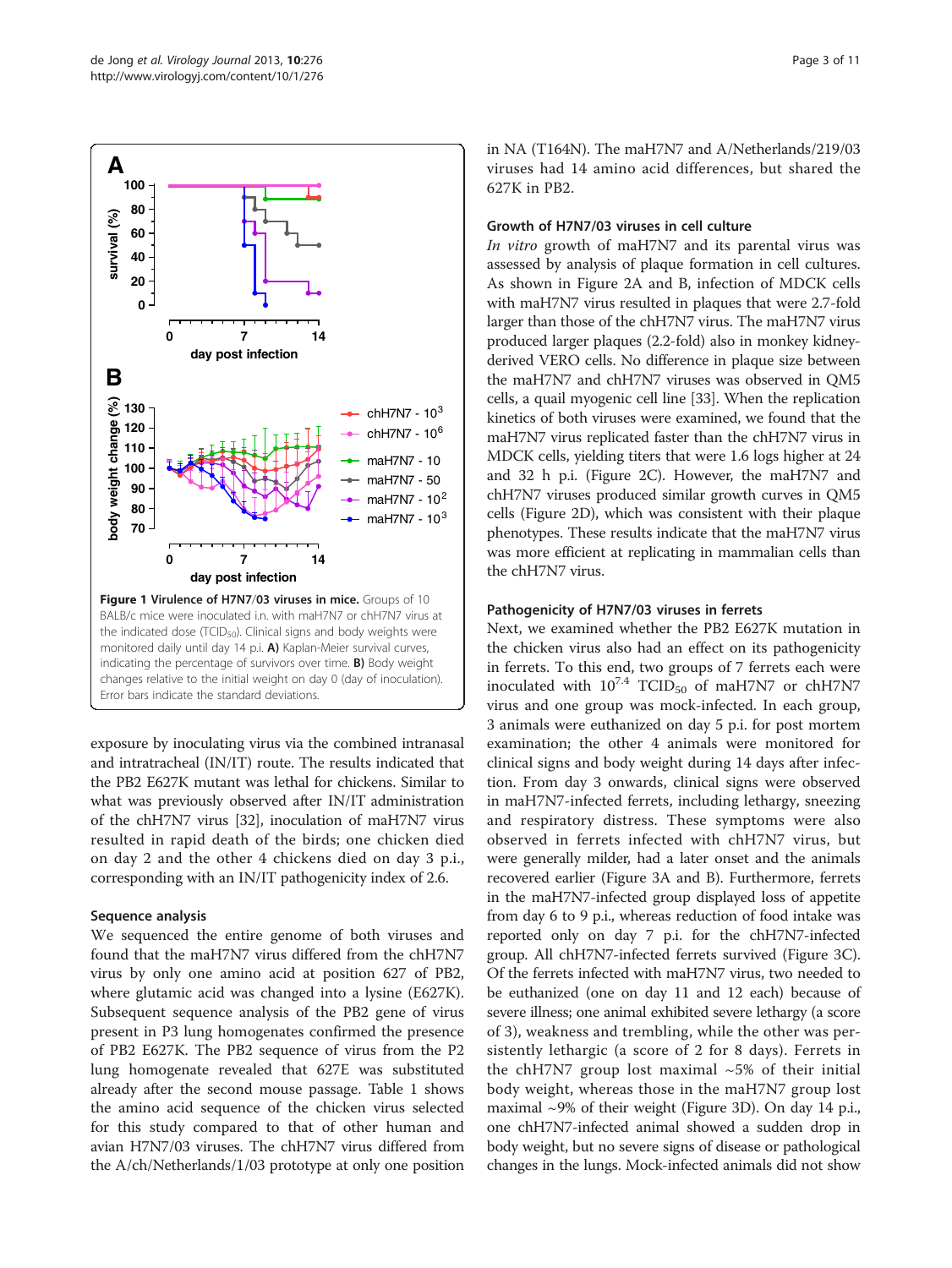**Figure 1 Virulence of H7N7/03 viruses in mice.** Groups of 10 BALB/c mice were inoculated i.n. with maH7N7 or chH7N7 virus at the indicated dose ($TCID_{50}$). Clinical signs and body weights were monitored daily until day 14 p.i. **A)** Kaplan-Meier survival curves, indicating the percentage of survivors over time. **B)** Body weight changes relative to the initial weight on day 0 (day of inoculation). Error bars indicate the standard deviations.

exposure by inoculating virus via the combined intranasal and intratracheal (IN/IT) route. The results indicated that the PB2 E627K mutant was lethal for chickens. Similar to what was previously observed after IN/IT administration of the chH7N7 virus [32], inoculation of maH7N7 virus resulted in rapid death of the birds; one chicken died on day 2 and the other 4 chickens died on day 3 p.i., corresponding with an IN/IT pathogenicity index of 2.6.

### Sequence analysis

We sequenced the entire genome of both viruses and found that the maH7N7 virus differed from the chH7N7 virus by only one amino acid at position 627 of PB2, where glutamic acid was changed into a lysine (E627K). Subsequent sequence analysis of the PB2 gene of virus present in P3 lung homogenates confirmed the presence of PB2 E627K. The PB2 sequence of virus from the P2 lung homogenate revealed that 627E was substituted already after the second mouse passage. Table 1 shows the amino acid sequence of the chicken virus selected for this study compared to that of other human and avian H7N7/03 viruses. The chH7N7 virus differed from the A/ch/Netherlands/1/03 prototype at only one position in NA (T164N). The maH7N7 and A/Netherlands/219/03 viruses had 14 amino acid differences, but shared the 627K in PB2.

### Growth of H7N7/03 viruses in cell culture

*In vitro* growth of maH7N7 and its parental virus was assessed by analysis of plaque formation in cell cultures. As shown in Figure 2A and B, infection of MDCK cells with maH7N7 virus resulted in plaques that were 2.7-fold larger than those of the chH7N7 virus. The maH7N7 virus produced larger plaques (2.2-fold) also in monkey kidney-derived VERO cells. No difference in plaque size between the maH7N7 and chH7N7 viruses was observed in QM5 cells, a quail myogenic cell line [33]. When the replication kinetics of both viruses were examined, we found that the maH7N7 virus replicated faster than the chH7N7 virus in MDCK cells, yielding titers that were 1.6 logs higher at 24 and 32 h p.i. (Figure 2C). However, the maH7N7 and chH7N7 viruses produced similar growth curves in QM5 cells (Figure 2D), which was consistent with their plaque phenotypes. These results indicate that the maH7N7 virus was more efficient at replicating in mammalian cells than the chH7N7 virus.

### Pathogenicity of H7N7/03 viruses in ferrets

Next, we examined whether the PB2 E627K mutation in the chicken virus also had an effect on its pathogenicity in ferrets. To this end, two groups of 7 ferrets each were inoculated with $10^{7.4}$ $TCID_{50}$ of maH7N7 or chH7N7 virus and one group was mock-infected. In each group, 3 animals were euthanized on day 5 p.i. for post mortem examination; the other 4 animals were monitored for clinical signs and body weight during 14 days after infection. From day 3 onwards, clinical signs were observed in maH7N7-infected ferrets, including lethargy, sneezing and respiratory distress. These symptoms were also observed in ferrets infected with chH7N7 virus, but were generally milder, had a later onset and the animals recovered earlier (Figure 3A and B). Furthermore, ferrets in the maH7N7-infected group displayed loss of appetite from day 6 to 9 p.i., whereas reduction of food intake was reported only on day 7 p.i. for the chH7N7-infected group. All chH7N7-infected ferrets survived (Figure 3C). Of the ferrets infected with maH7N7 virus, two needed to be euthanized (one on day 11 and 12 each) because of severe illness; one animal exhibited severe lethargy (a score of 3), weakness and trembling, while the other was persistently lethargic (a score of 2 for 8 days). Ferrets in the chH7N7 group lost maximal ~5% of their initial body weight, whereas those in the maH7N7 group lost maximal ~9% of their weight (Figure 3D). On day 14 p.i., one chH7N7-infected animal showed a sudden drop in body weight, but no severe signs of disease or pathological changes in the lungs. Mock-infected animals did not show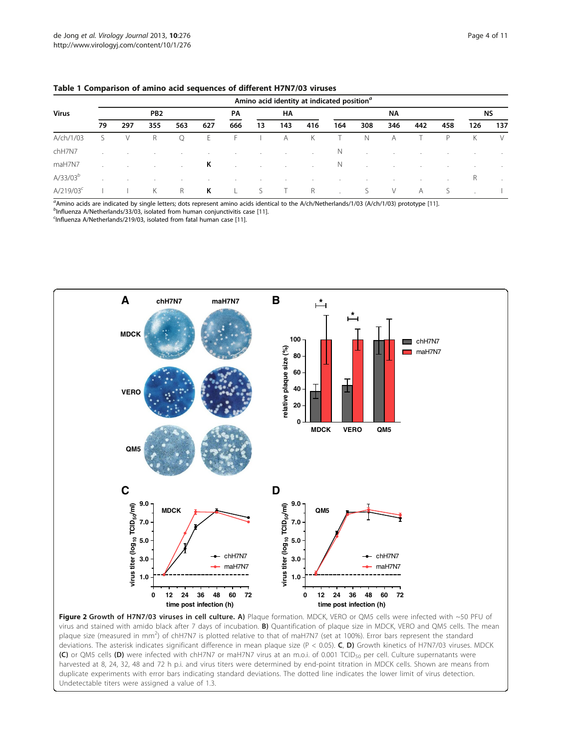**Table 1 Comparison of amino acid sequences of different H7N7/03 viruses**

| Virus | Amino acid identity at indicated position[a] | | | | | | | | | | | | | | | |
|---|---|---|---|---|---|---|---|---|---|---|---|---|---|---|---|---|
| | PB2 | | | | | PA | HA | | | NA | | | | | NS | |
| | 79 | 297 | 355 | 563 | 627 | 666 | 13 | 143 | 416 | 164 | 308 | 346 | 442 | 458 | 126 | 137 |
| A/ch/1/03 | S | V | R | Q | E | F | I | A | K | T | N | A | T | P | K | V |
| chH7N7 | . | . | . | . | . | . | . | . | . | N | . | . | . | . | . | . |
| maH7N7 | . | . | . | . | **K** | . | . | . | . | N | . | . | . | . | . | . |
| A/33/03[b] | . | . | . | . | . | . | . | . | . | . | . | . | . | . | R | . |
| A/219/03[c] | I | I | K | R | **K** | L | S | T | R | . | S | V | A | S | . | I |

[a]Amino acids are indicated by single letters; dots represent amino acids identical to the A/ch/Netherlands/1/03 (A/ch/1/03) prototype [11].
[b]Influenza A/Netherlands/33/03, isolated from human conjunctivitis case [11].
[c]Influenza A/Netherlands/219/03, isolated from fatal human case [11].

**Figure 2 Growth of H7N7/03 viruses in cell culture. A)** Plaque formation. MDCK, VERO or QM5 cells were infected with ~50 PFU of virus and stained with amido black after 7 days of incubation. **B)** Quantification of plaque size in MDCK, VERO and QM5 cells. The mean plaque size (measured in $mm^2$) of chH7N7 is plotted relative to that of maH7N7 (set at 100%). Error bars represent the standard deviations. The asterisk indicates significant difference in mean plaque size ($P < 0.05$). **C, D)** Growth kinetics of H7N7/03 viruses. MDCK **(C)** or QM5 cells **(D)** were infected with chH7N7 or maH7N7 virus at an m.o.i. of 0.001 $TCID_{50}$ per cell. Culture supernatants were harvested at 8, 24, 32, 48 and 72 h p.i. and virus titers were determined by end-point titration in MDCK cells. Shown are means from duplicate experiments with error bars indicating standard deviations. The dotted line indicates the lower limit of virus detection. Undetectable titers were assigned a value of 1.3.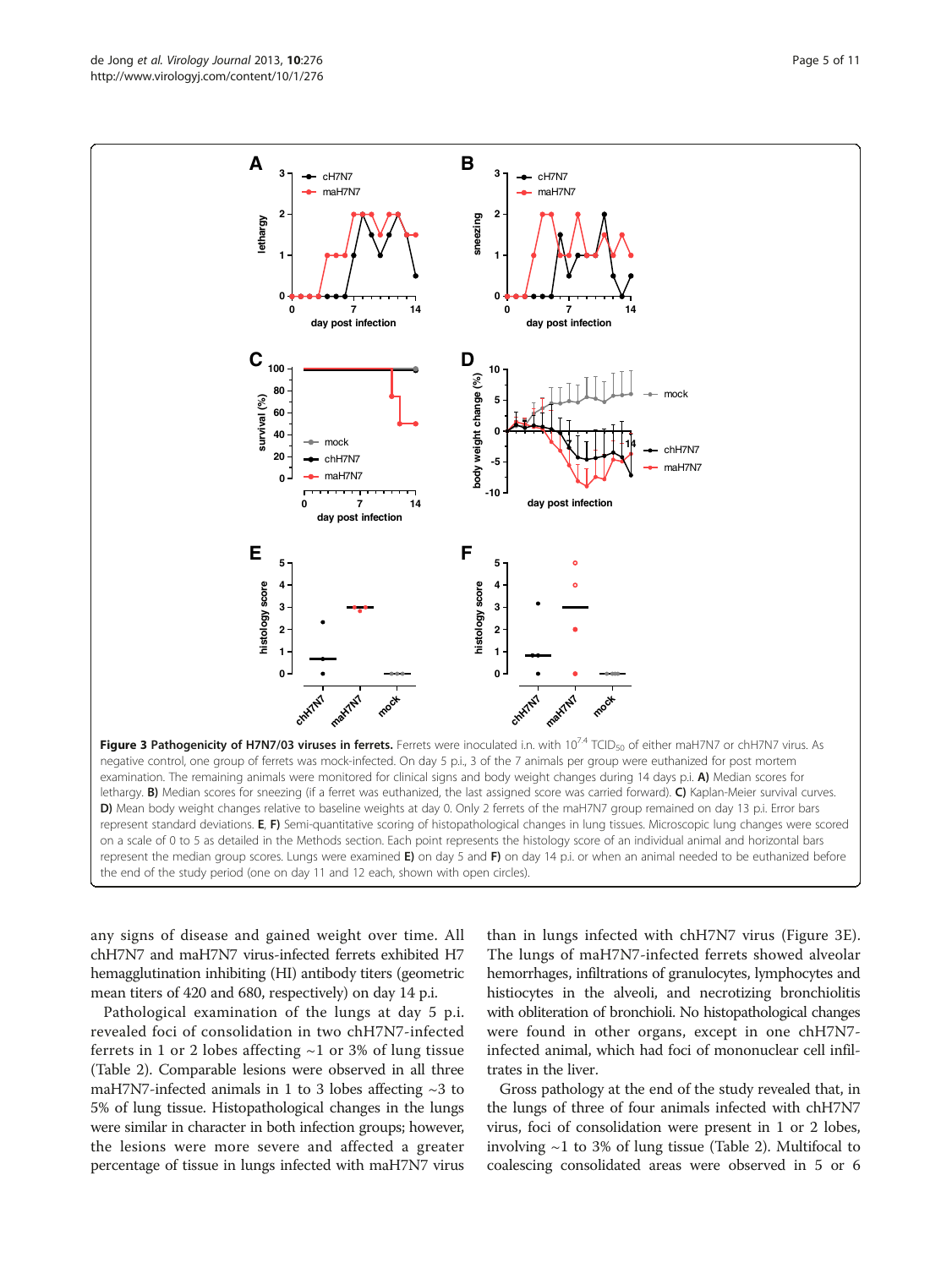**Figure 3 Pathogenicity of H7N7/03 viruses in ferrets.** Ferrets were inoculated i.n. with $10^{7.4}$ $TCID_{50}$ of either maH7N7 or chH7N7 virus. As negative control, one group of ferrets was mock-infected. On day 5 p.i., 3 of the 7 animals per group were euthanized for post mortem examination. The remaining animals were monitored for clinical signs and body weight changes during 14 days p.i. **A)** Median scores for lethargy. **B)** Median scores for sneezing (if a ferret was euthanized, the last assigned score was carried forward). **C)** Kaplan-Meier survival curves. **D)** Mean body weight changes relative to baseline weights at day 0. Only 2 ferrets of the maH7N7 group remained on day 13 p.i. Error bars represent standard deviations. **E, F)** Semi-quantitative scoring of histopathological changes in lung tissues. Microscopic lung changes were scored on a scale of 0 to 5 as detailed in the Methods section. Each point represents the histology score of an individual animal and horizontal bars represent the median group scores. Lungs were examined **E)** on day 5 and **F)** on day 14 p.i. or when an animal needed to be euthanized before the end of the study period (one on day 11 and 12 each, shown with open circles).

any signs of disease and gained weight over time. All chH7N7 and maH7N7 virus-infected ferrets exhibited H7 hemagglutination inhibiting (HI) antibody titers (geometric mean titers of 420 and 680, respectively) on day 14 p.i.

Pathological examination of the lungs at day 5 p.i. revealed foci of consolidation in two chH7N7-infected ferrets in 1 or 2 lobes affecting ~1 or 3% of lung tissue (Table 2). Comparable lesions were observed in all three maH7N7-infected animals in 1 to 3 lobes affecting ~3 to 5% of lung tissue. Histopathological changes in the lungs were similar in character in both infection groups; however, the lesions were more severe and affected a greater percentage of tissue in lungs infected with maH7N7 virus than in lungs infected with chH7N7 virus (Figure 3E). The lungs of maH7N7-infected ferrets showed alveolar hemorrhages, infiltrations of granulocytes, lymphocytes and histiocytes in the alveoli, and necrotizing bronchiolitis with obliteration of bronchioli. No histopathological changes were found in other organs, except in one chH7N7-infected animal, which had foci of mononuclear cell infiltrates in the liver.

Gross pathology at the end of the study revealed that, in the lungs of three of four animals infected with chH7N7 virus, foci of consolidation were present in 1 or 2 lobes, involving ~1 to 3% of lung tissue (Table 2). Multifocal to coalescing consolidated areas were observed in 5 or 6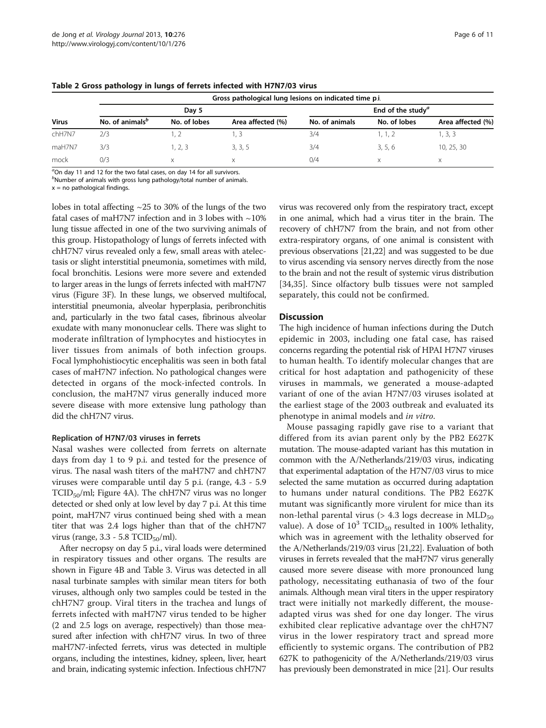**Table 2 Gross pathology in lungs of ferrets infected with H7N7/03 virus**

| Virus | Gross pathological lung lesions on indicated time p.i. | | | | | |
|---|---|---|---|---|---|---|
| | Day 5 | | | End of the study[a] | | |
| | No. of animals[b] | No. of lobes | Area affected (%) | No. of animals | No. of lobes | Area affected (%) |
| chH7N7 | 2/3 | 1, 2 | 1, 3 | 3/4 | 1, 1, 2 | 1, 3, 3 |
| maH7N7 | 3/3 | 1, 2, 3 | 3, 3, 5 | 3/4 | 3, 5, 6 | 10, 25, 30 |
| mock | 0/3 | x | x | 0/4 | x | x |

[a]On day 11 and 12 for the two fatal cases, on day 14 for all survivors.
[b]Number of animals with gross lung pathology/total number of animals.
x = no pathological findings.

lobes in total affecting ~25 to 30% of the lungs of the two fatal cases of maH7N7 infection and in 3 lobes with ~10% lung tissue affected in one of the two surviving animals of this group. Histopathology of lungs of ferrets infected with chH7N7 virus revealed only a few, small areas with atelectasis or slight interstitial pneumonia, sometimes with mild, focal bronchitis. Lesions were more severe and extended to larger areas in the lungs of ferrets infected with maH7N7 virus (Figure 3F). In these lungs, we observed multifocal, interstitial pneumonia, alveolar hyperplasia, peribronchitis and, particularly in the two fatal cases, fibrinous alveolar exudate with many mononuclear cells. There was slight to moderate infiltration of lymphocytes and histiocytes in liver tissues from animals of both infection groups. Focal lymphohistiocytic encephalitis was seen in both fatal cases of maH7N7 infection. No pathological changes were detected in organs of the mock-infected controls. In conclusion, the maH7N7 virus generally induced more severe disease with more extensive lung pathology than did the chH7N7 virus.

### Replication of H7N7/03 viruses in ferrets

Nasal washes were collected from ferrets on alternate days from day 1 to 9 p.i. and tested for the presence of virus. The nasal wash titers of the maH7N7 and chH7N7 viruses were comparable until day 5 p.i. (range, 4.3 - 5.9 $TCID_{50}$/ml; Figure 4A). The chH7N7 virus was no longer detected or shed only at low level by day 7 p.i. At this time point, maH7N7 virus continued being shed with a mean titer that was 2.4 logs higher than that of the chH7N7 virus (range, 3.3 - 5.8 $TCID_{50}$/ml).

After necropsy on day 5 p.i., viral loads were determined in respiratory tissues and other organs. The results are shown in Figure 4B and Table 3. Virus was detected in all nasal turbinate samples with similar mean titers for both viruses, although only two samples could be tested in the chH7N7 group. Viral titers in the trachea and lungs of ferrets infected with maH7N7 virus tended to be higher (2 and 2.5 logs on average, respectively) than those measured after infection with chH7N7 virus. In two of three maH7N7-infected ferrets, virus was detected in multiple organs, including the intestines, kidney, spleen, liver, heart and brain, indicating systemic infection. Infectious chH7N7 virus was recovered only from the respiratory tract, except in one animal, which had a virus titer in the brain. The recovery of chH7N7 from the brain, and not from other extra-respiratory organs, of one animal is consistent with previous observations [21,22] and was suggested to be due to virus ascending via sensory nerves directly from the nose to the brain and not the result of systemic virus distribution [34,35]. Since olfactory bulb tissues were not sampled separately, this could not be confirmed.

## Discussion

The high incidence of human infections during the Dutch epidemic in 2003, including one fatal case, has raised concerns regarding the potential risk of HPAI H7N7 viruses to human health. To identify molecular changes that are critical for host adaptation and pathogenicity of these viruses in mammals, we generated a mouse-adapted variant of one of the avian H7N7/03 viruses isolated at the earliest stage of the 2003 outbreak and evaluated its phenotype in animal models and *in vitro*.

Mouse passaging rapidly gave rise to a variant that differed from its avian parent only by the PB2 E627K mutation. The mouse-adapted variant has this mutation in common with the A/Netherlands/219/03 virus, indicating that experimental adaptation of the H7N7/03 virus to mice selected the same mutation as occurred during adaptation to humans under natural conditions. The PB2 E627K mutant was significantly more virulent for mice than its non-lethal parental virus (> 4.3 logs decrease in $MLD_{50}$ value). A dose of $10^3$ $TCID_{50}$ resulted in 100% lethality, which was in agreement with the lethality observed for the A/Netherlands/219/03 virus [21,22]. Evaluation of both viruses in ferrets revealed that the maH7N7 virus generally caused more severe disease with more pronounced lung pathology, necessitating euthanasia of two of the four animals. Although mean viral titers in the upper respiratory tract were initially not markedly different, the mouse-adapted virus was shed for one day longer. The virus exhibited clear replicative advantage over the chH7N7 virus in the lower respiratory tract and spread more efficiently to systemic organs. The contribution of PB2 627K to pathogenicity of the A/Netherlands/219/03 virus has previously been demonstrated in mice [21]. Our results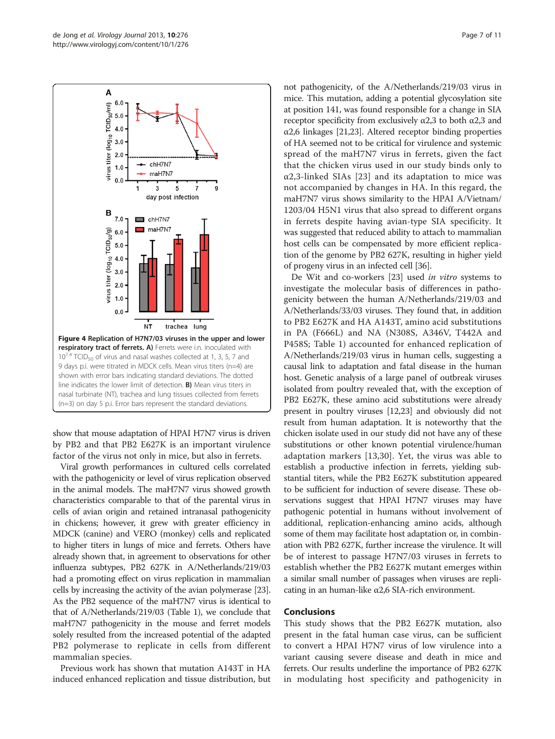**Figure 4 Replication of H7N7/03 viruses in the upper and lower respiratory tract of ferrets. A)** Ferrets were i.n. inoculated with $10^{7.4}$ $TCID_{50}$ of virus and nasal washes collected at 1, 3, 5, 7 and 9 days p.i. were titrated in MDCK cells. Mean virus titers (n=4) are shown with error bars indicating standard deviations. The dotted line indicates the lower limit of detection. **B)** Mean virus titers in nasal turbinate (NT), trachea and lung tissues collected from ferrets (n=3) on day 5 p.i. Error bars represent the standard deviations.

show that mouse adaptation of HPAI H7N7 virus is driven by PB2 and that PB2 E627K is an important virulence factor of the virus not only in mice, but also in ferrets.

Viral growth performances in cultured cells correlated with the pathogenicity or level of virus replication observed in the animal models. The maH7N7 virus showed growth characteristics comparable to that of the parental virus in cells of avian origin and retained intranasal pathogenicity in chickens; however, it grew with greater efficiency in MDCK (canine) and VERO (monkey) cells and replicated to higher titers in lungs of mice and ferrets. Others have already shown that, in agreement to observations for other influenza subtypes, PB2 627K in A/Netherlands/219/03 had a promoting effect on virus replication in mammalian cells by increasing the activity of the avian polymerase [23]. As the PB2 sequence of the maH7N7 virus is identical to that of A/Netherlands/219/03 (Table 1), we conclude that maH7N7 pathogenicity in the mouse and ferret models solely resulted from the increased potential of the adapted PB2 polymerase to replicate in cells from different mammalian species.

Previous work has shown that mutation A143T in HA induced enhanced replication and tissue distribution, but not pathogenicity, of the A/Netherlands/219/03 virus in mice. This mutation, adding a potential glycosylation site at position 141, was found responsible for a change in SIA receptor specificity from exclusively α2,3 to both α2,3 and α2,6 linkages [21,23]. Altered receptor binding properties of HA seemed not to be critical for virulence and systemic spread of the maH7N7 virus in ferrets, given the fact that the chicken virus used in our study binds only to α2,3-linked SIAs [23] and its adaptation to mice was not accompanied by changes in HA. In this regard, the maH7N7 virus shows similarity to the HPAI A/Vietnam/1203/04 H5N1 virus that also spread to different organs in ferrets despite having avian-type SIA specificity. It was suggested that reduced ability to attach to mammalian host cells can be compensated by more efficient replication of the genome by PB2 627K, resulting in higher yield of progeny virus in an infected cell [36].

De Wit and co-workers [23] used *in vitro* systems to investigate the molecular basis of differences in pathogenicity between the human A/Netherlands/219/03 and A/Netherlands/33/03 viruses. They found that, in addition to PB2 E627K and HA A143T, amino acid substitutions in PA (F666L) and NA (N308S, A346V, T442A and P458S; Table 1) accounted for enhanced replication of A/Netherlands/219/03 virus in human cells, suggesting a causal link to adaptation and fatal disease in the human host. Genetic analysis of a large panel of outbreak viruses isolated from poultry revealed that, with the exception of PB2 E627K, these amino acid substitutions were already present in poultry viruses [12,23] and obviously did not result from human adaptation. It is noteworthy that the chicken isolate used in our study did not have any of these substitutions or other known potential virulence/human adaptation markers [13,30]. Yet, the virus was able to establish a productive infection in ferrets, yielding substantial titers, while the PB2 E627K substitution appeared to be sufficient for induction of severe disease. These observations suggest that HPAI H7N7 viruses may have pathogenic potential in humans without involvement of additional, replication-enhancing amino acids, although some of them may facilitate host adaptation or, in combination with PB2 627K, further increase the virulence. It will be of interest to passage H7N7/03 viruses in ferrets to establish whether the PB2 E627K mutant emerges within a similar small number of passages when viruses are replicating in an human-like α2,6 SIA-rich environment.

## Conclusions

This study shows that the PB2 E627K mutation, also present in the fatal human case virus, can be sufficient to convert a HPAI H7N7 virus of low virulence into a variant causing severe disease and death in mice and ferrets. Our results underline the importance of PB2 627K in modulating host specificity and pathogenicity in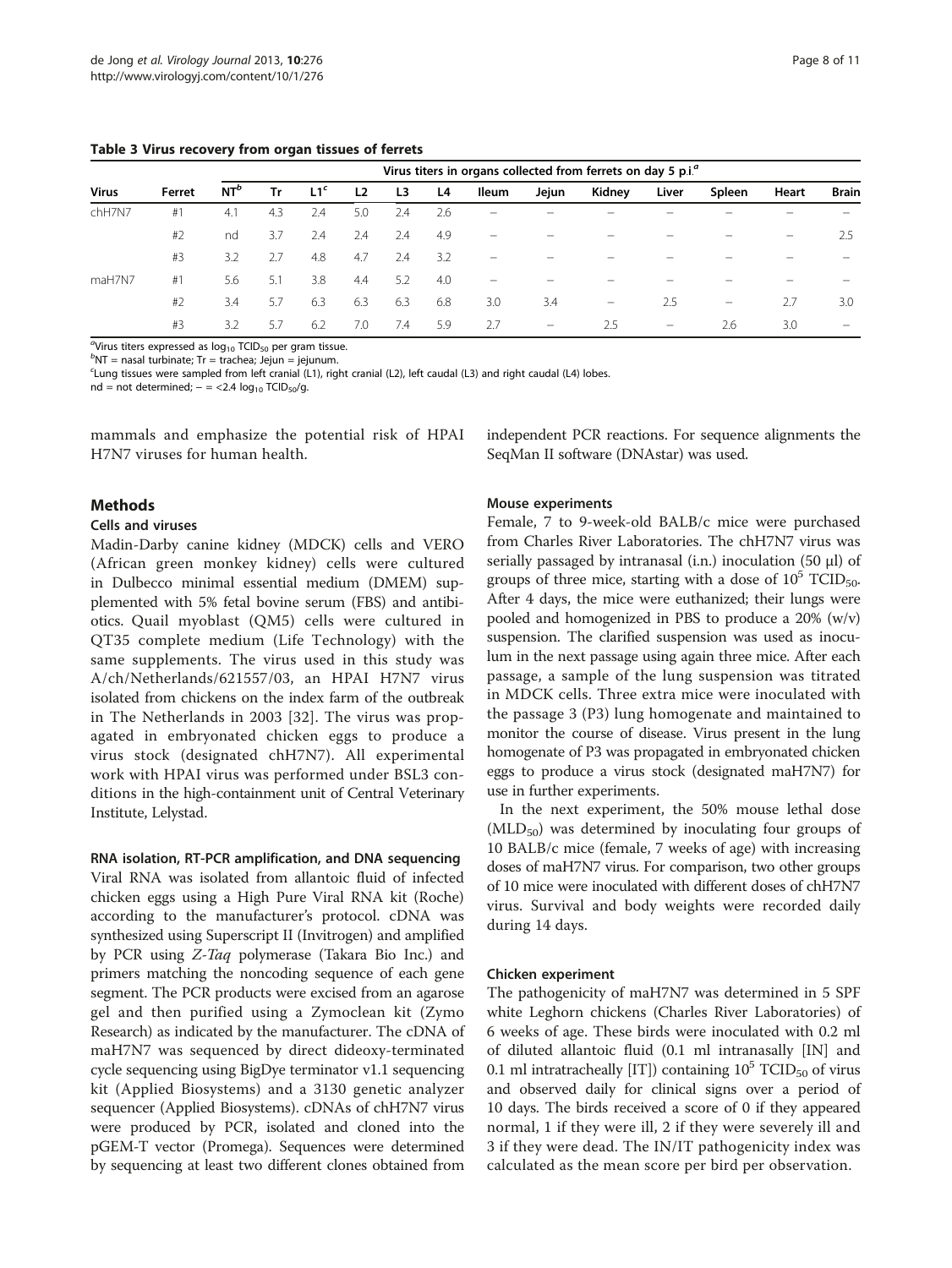**Table 3 Virus recovery from organ tissues of ferrets**

| Virus | Ferret | Virus titers in organs collected from ferrets on day 5 p.i.[a] | | | | | | | | | | | | |
|---|---|---|---|---|---|---|---|---|---|---|---|---|---|---|
| | | NT[b] | Tr | L1[c] | L2 | L3 | L4 | Ileum | Jejun | Kidney | Liver | Spleen | Heart | Brain |
| chH7N7 | #1 | 4.1 | 4.3 | 2.4 | 5.0 | 2.4 | 2.6 | – | – | – | – | – | – | – |
| | #2 | nd | 3.7 | 2.4 | 2.4 | 2.4 | 4.9 | – | – | – | – | – | – | 2.5 |
| | #3 | 3.2 | 2.7 | 4.8 | 4.7 | 2.4 | 3.2 | – | – | – | – | – | – | – |
| maH7N7 | #1 | 5.6 | 5.1 | 3.8 | 4.4 | 5.2 | 4.0 | – | – | – | – | – | – | – |
| | #2 | 3.4 | 5.7 | 6.3 | 6.3 | 6.3 | 6.8 | 3.0 | 3.4 | – | 2.5 | – | 2.7 | 3.0 |
| | #3 | 3.2 | 5.7 | 6.2 | 7.0 | 7.4 | 5.9 | 2.7 | – | 2.5 | – | 2.6 | 3.0 | – |

[a]Virus titers expressed as $\log_{10}$ $TCID_{50}$ per gram tissue.
[b]NT = nasal turbinate; Tr = trachea; Jejun = jejunum.
[c]Lung tissues were sampled from left cranial (L1), right cranial (L2), left caudal (L3) and right caudal (L4) lobes.
nd = not determined; – = <2.4 $\log_{10}$ $TCID_{50}$/g.

mammals and emphasize the potential risk of HPAI H7N7 viruses for human health.

## Methods

### Cells and viruses

Madin-Darby canine kidney (MDCK) cells and VERO (African green monkey kidney) cells were cultured in Dulbecco minimal essential medium (DMEM) supplemented with 5% fetal bovine serum (FBS) and antibiotics. Quail myoblast (QM5) cells were cultured in QT35 complete medium (Life Technology) with the same supplements. The virus used in this study was A/ch/Netherlands/621557/03, an HPAI H7N7 virus isolated from chickens on the index farm of the outbreak in The Netherlands in 2003 [32]. The virus was propagated in embryonated chicken eggs to produce a virus stock (designated chH7N7). All experimental work with HPAI virus was performed under BSL3 conditions in the high-containment unit of Central Veterinary Institute, Lelystad.

### RNA isolation, RT-PCR amplification, and DNA sequencing

Viral RNA was isolated from allantoic fluid of infected chicken eggs using a High Pure Viral RNA kit (Roche) according to the manufacturer's protocol. cDNA was synthesized using Superscript II (Invitrogen) and amplified by PCR using *Z-Taq* polymerase (Takara Bio Inc.) and primers matching the noncoding sequence of each gene segment. The PCR products were excised from an agarose gel and then purified using a Zymoclean kit (Zymo Research) as indicated by the manufacturer. The cDNA of maH7N7 was sequenced by direct dideoxy-terminated cycle sequencing using BigDye terminator v1.1 sequencing kit (Applied Biosystems) and a 3130 genetic analyzer sequencer (Applied Biosystems). cDNAs of chH7N7 virus were produced by PCR, isolated and cloned into the pGEM-T vector (Promega). Sequences were determined by sequencing at least two different clones obtained from independent PCR reactions. For sequence alignments the SeqMan II software (DNAstar) was used.

### Mouse experiments

Female, 7 to 9-week-old BALB/c mice were purchased from Charles River Laboratories. The chH7N7 virus was serially passaged by intranasal (i.n.) inoculation (50 μl) of groups of three mice, starting with a dose of $10^5$ $TCID_{50}$. After 4 days, the mice were euthanized; their lungs were pooled and homogenized in PBS to produce a 20% (w/v) suspension. The clarified suspension was used as inoculum in the next passage using again three mice. After each passage, a sample of the lung suspension was titrated in MDCK cells. Three extra mice were inoculated with the passage 3 (P3) lung homogenate and maintained to monitor the course of disease. Virus present in the lung homogenate of P3 was propagated in embryonated chicken eggs to produce a virus stock (designated maH7N7) for use in further experiments.

In the next experiment, the 50% mouse lethal dose ($MLD_{50}$) was determined by inoculating four groups of 10 BALB/c mice (female, 7 weeks of age) with increasing doses of maH7N7 virus. For comparison, two other groups of 10 mice were inoculated with different doses of chH7N7 virus. Survival and body weights were recorded daily during 14 days.

### Chicken experiment

The pathogenicity of maH7N7 was determined in 5 SPF white Leghorn chickens (Charles River Laboratories) of 6 weeks of age. These birds were inoculated with 0.2 ml of diluted allantoic fluid (0.1 ml intranasally [IN] and 0.1 ml intratracheally [IT]) containing $10^5$ $TCID_{50}$ of virus and observed daily for clinical signs over a period of 10 days. The birds received a score of 0 if they appeared normal, 1 if they were ill, 2 if they were severely ill and 3 if they were dead. The IN/IT pathogenicity index was calculated as the mean score per bird per observation.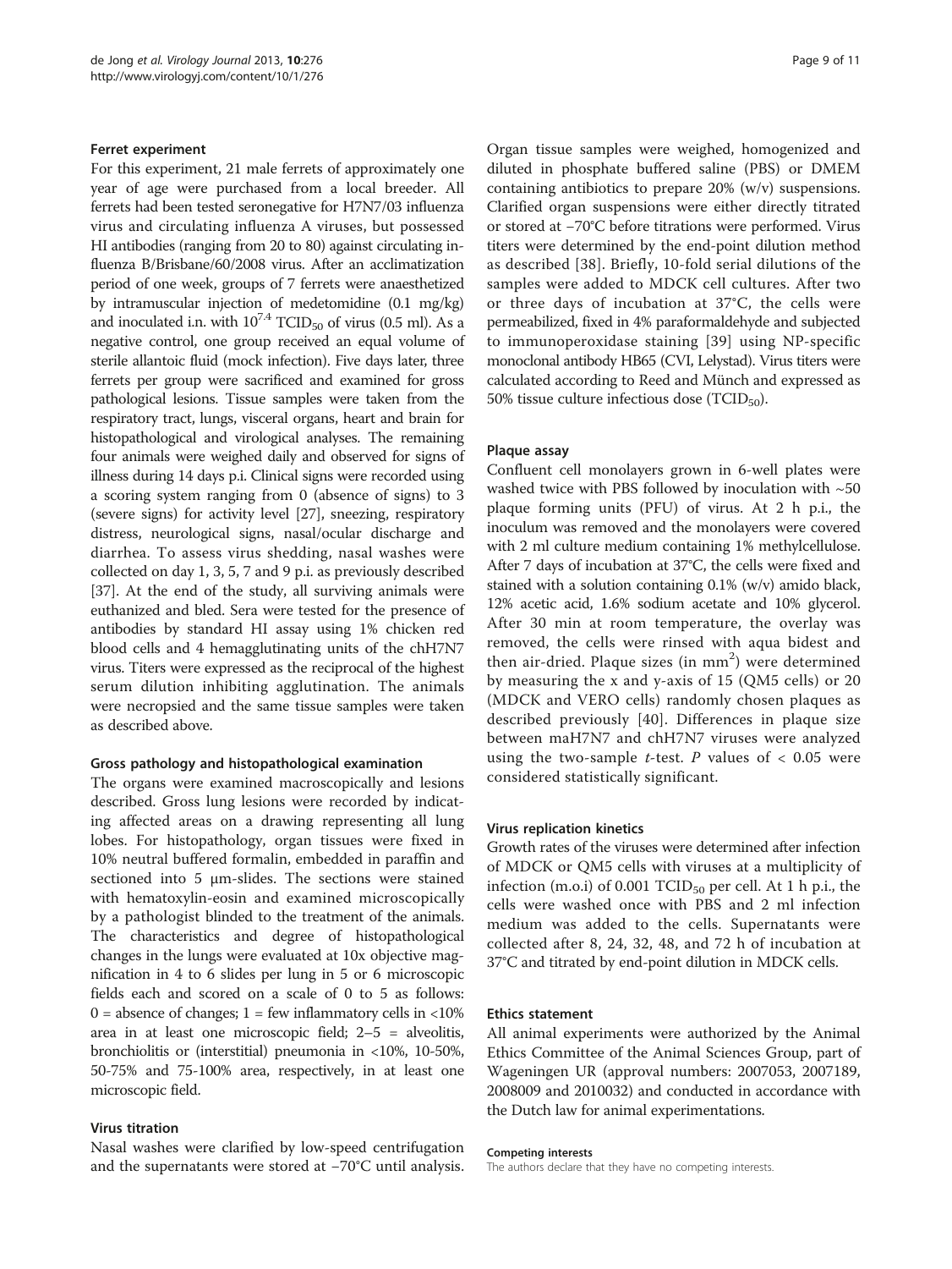### Ferret experiment

For this experiment, 21 male ferrets of approximately one year of age were purchased from a local breeder. All ferrets had been tested seronegative for H7N7/03 influenza virus and circulating influenza A viruses, but possessed HI antibodies (ranging from 20 to 80) against circulating influenza B/Brisbane/60/2008 virus. After an acclimatization period of one week, groups of 7 ferrets were anaesthetized by intramuscular injection of medetomidine (0.1 mg/kg) and inoculated i.n. with $10^{7.4}$ $TCID_{50}$ of virus (0.5 ml). As a negative control, one group received an equal volume of sterile allantoic fluid (mock infection). Five days later, three ferrets per group were sacrificed and examined for gross pathological lesions. Tissue samples were taken from the respiratory tract, lungs, visceral organs, heart and brain for histopathological and virological analyses. The remaining four animals were weighed daily and observed for signs of illness during 14 days p.i. Clinical signs were recorded using a scoring system ranging from 0 (absence of signs) to 3 (severe signs) for activity level [27], sneezing, respiratory distress, neurological signs, nasal/ocular discharge and diarrhea. To assess virus shedding, nasal washes were collected on day 1, 3, 5, 7 and 9 p.i. as previously described [37]. At the end of the study, all surviving animals were euthanized and bled. Sera were tested for the presence of antibodies by standard HI assay using 1% chicken red blood cells and 4 hemagglutinating units of the chH7N7 virus. Titers were expressed as the reciprocal of the highest serum dilution inhibiting agglutination. The animals were necropsied and the same tissue samples were taken as described above.

### Gross pathology and histopathological examination

The organs were examined macroscopically and lesions described. Gross lung lesions were recorded by indicating affected areas on a drawing representing all lung lobes. For histopathology, organ tissues were fixed in 10% neutral buffered formalin, embedded in paraffin and sectioned into 5 μm-slides. The sections were stained with hematoxylin-eosin and examined microscopically by a pathologist blinded to the treatment of the animals. The characteristics and degree of histopathological changes in the lungs were evaluated at 10x objective magnification in 4 to 6 slides per lung in 5 or 6 microscopic fields each and scored on a scale of 0 to 5 as follows: 0 = absence of changes; 1 = few inflammatory cells in <10% area in at least one microscopic field; 2–5 = alveolitis, bronchiolitis or (interstitial) pneumonia in <10%, 10-50%, 50-75% and 75-100% area, respectively, in at least one microscopic field.

### Virus titration

Nasal washes were clarified by low-speed centrifugation and the supernatants were stored at −70°C until analysis. Organ tissue samples were weighed, homogenized and diluted in phosphate buffered saline (PBS) or DMEM containing antibiotics to prepare 20% (w/v) suspensions. Clarified organ suspensions were either directly titrated or stored at −70°C before titrations were performed. Virus titers were determined by the end-point dilution method as described [38]. Briefly, 10-fold serial dilutions of the samples were added to MDCK cell cultures. After two or three days of incubation at 37°C, the cells were permeabilized, fixed in 4% paraformaldehyde and subjected to immunoperoxidase staining [39] using NP-specific monoclonal antibody HB65 (CVI, Lelystad). Virus titers were calculated according to Reed and Münch and expressed as 50% tissue culture infectious dose ($TCID_{50}$).

### Plaque assay

Confluent cell monolayers grown in 6-well plates were washed twice with PBS followed by inoculation with ~50 plaque forming units (PFU) of virus. At 2 h p.i., the inoculum was removed and the monolayers were covered with 2 ml culture medium containing 1% methylcellulose. After 7 days of incubation at 37°C, the cells were fixed and stained with a solution containing 0.1% (w/v) amido black, 12% acetic acid, 1.6% sodium acetate and 10% glycerol. After 30 min at room temperature, the overlay was removed, the cells were rinsed with aqua bidest and then air-dried. Plaque sizes (in $mm^2$) were determined by measuring the x and y-axis of 15 (QM5 cells) or 20 (MDCK and VERO cells) randomly chosen plaques as described previously [40]. Differences in plaque size between maH7N7 and chH7N7 viruses were analyzed using the two-sample *t*-test. *P* values of < 0.05 were considered statistically significant.

### Virus replication kinetics

Growth rates of the viruses were determined after infection of MDCK or QM5 cells with viruses at a multiplicity of infection (m.o.i) of 0.001 $TCID_{50}$ per cell. At 1 h p.i., the cells were washed once with PBS and 2 ml infection medium was added to the cells. Supernatants were collected after 8, 24, 32, 48, and 72 h of incubation at 37°C and titrated by end-point dilution in MDCK cells.

### Ethics statement

All animal experiments were authorized by the Animal Ethics Committee of the Animal Sciences Group, part of Wageningen UR (approval numbers: 2007053, 2007189, 2008009 and 2010032) and conducted in accordance with the Dutch law for animal experimentations.

#### Competing interests

The authors declare that they have no competing interests.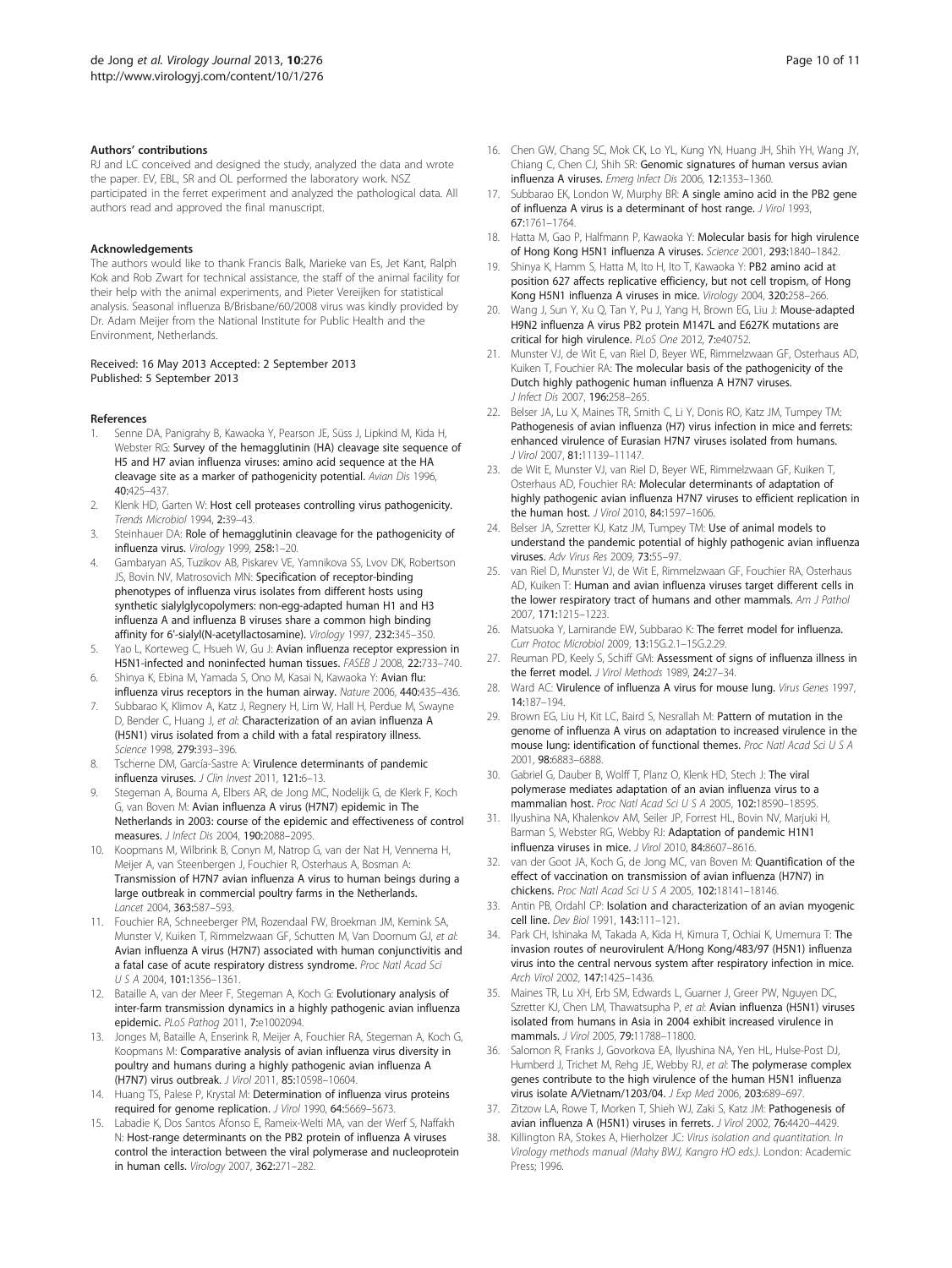#### Authors' contributions

RJ and LC conceived and designed the study, analyzed the data and wrote the paper. EV, EBL, SR and OL performed the laboratory work. NSZ participated in the ferret experiment and analyzed the pathological data. All authors read and approved the final manuscript.

#### Acknowledgements

The authors would like to thank Francis Balk, Marieke van Es, Jet Kant, Ralph Kok and Rob Zwart for technical assistance, the staff of the animal facility for their help with the animal experiments, and Pieter Vereijken for statistical analysis. Seasonal influenza B/Brisbane/60/2008 virus was kindly provided by Dr. Adam Meijer from the National Institute for Public Health and the Environment, Netherlands.

Received: 16 May 2013 Accepted: 2 September 2013
Published: 5 September 2013

#### References

1. Senne DA, Panigrahy B, Kawaoka Y, Pearson JE, Süss J, Lipkind M, Kida H, Webster RG: **Survey of the hemagglutinin (HA) cleavage site sequence of H5 and H7 avian influenza viruses: amino acid sequence at the HA cleavage site as a marker of pathogenicity potential.** *Avian Dis* 1996, **40:**425–437.
2. Klenk HD, Garten W: **Host cell proteases controlling virus pathogenicity.** *Trends Microbiol* 1994, **2:**39–43.
3. Steinhauer DA: **Role of hemagglutinin cleavage for the pathogenicity of influenza virus.** *Virology* 1999, **258:**1–20.
4. Gambaryan AS, Tuzikov AB, Piskarev VE, Yamnikova SS, Lvov DK, Robertson JS, Bovin NV, Matrosovich MN: **Specification of receptor-binding phenotypes of influenza virus isolates from different hosts using synthetic sialylglycopolymers: non-egg-adapted human H1 and H3 influenza A and influenza B viruses share a common high binding affinity for 6'-sialyl(N-acetyllactosamine).** *Virology* 1997, **232:**345–350.
5. Yao L, Korteweg C, Hsueh W, Gu J: **Avian influenza receptor expression in H5N1-infected and noninfected human tissues.** *FASEB J* 2008, **22:**733–740.
6. Shinya K, Ebina M, Yamada S, Ono M, Kasai N, Kawaoka Y: **Avian flu: influenza virus receptors in the human airway.** *Nature* 2006, **440:**435–436.
7. Subbarao K, Klimov A, Katz J, Regnery H, Lim W, Hall H, Perdue M, Swayne D, Bender C, Huang J, *et al*: **Characterization of an avian influenza A (H5N1) virus isolated from a child with a fatal respiratory illness.** *Science* 1998, **279:**393–396.
8. Tscherne DM, García-Sastre A: **Virulence determinants of pandemic influenza viruses.** *J Clin Invest* 2011, **121:**6–13.
9. Stegeman A, Bouma A, Elbers AR, de Jong MC, Nodelijk G, de Klerk F, Koch G, van Boven M: **Avian influenza A virus (H7N7) epidemic in The Netherlands in 2003: course of the epidemic and effectiveness of control measures.** *J Infect Dis* 2004, **190:**2088–2095.
10. Koopmans M, Wilbrink B, Conyn M, Natrop G, van der Nat H, Vennema H, Meijer A, van Steenbergen J, Fouchier R, Osterhaus A, Bosman A: **Transmission of H7N7 avian influenza A virus to human beings during a large outbreak in commercial poultry farms in the Netherlands.** *Lancet* 2004, **363:**587–593.
11. Fouchier RA, Schneeberger PM, Rozendaal FW, Broekman JM, Kemink SA, Munster V, Kuiken T, Rimmelzwaan GF, Schutten M, Van Doornum GJ, *et al*: **Avian influenza A virus (H7N7) associated with human conjunctivitis and a fatal case of acute respiratory distress syndrome.** *Proc Natl Acad Sci U S A* 2004, **101:**1356–1361.
12. Bataille A, van der Meer F, Stegeman A, Koch G: **Evolutionary analysis of inter-farm transmission dynamics in a highly pathogenic avian influenza epidemic.** *PLoS Pathog* 2011, **7:**e1002094.
13. Jonges M, Bataille A, Enserink R, Meijer A, Fouchier RA, Stegeman A, Koch G, Koopmans M: **Comparative analysis of avian influenza virus diversity in poultry and humans during a highly pathogenic avian influenza A (H7N7) virus outbreak.** *J Virol* 2011, **85:**10598–10604.
14. Huang TS, Palese P, Krystal M: **Determination of influenza virus proteins required for genome replication.** *J Virol* 1990, **64:**5669–5673.
15. Labadie K, Dos Santos Afonso E, Rameix-Welti MA, van der Werf S, Naffakh N: **Host-range determinants on the PB2 protein of influenza A viruses control the interaction between the viral polymerase and nucleoprotein in human cells.** *Virology* 2007, **362:**271–282.
16. Chen GW, Chang SC, Mok CK, Lo YL, Kung YN, Huang JH, Shih YH, Wang JY, Chiang C, Chen CJ, Shih SR: **Genomic signatures of human versus avian influenza A viruses.** *Emerg Infect Dis* 2006, **12:**1353–1360.
17. Subbarao EK, London W, Murphy BR: **A single amino acid in the PB2 gene of influenza A virus is a determinant of host range.** *J Virol* 1993, **67:**1761–1764.
18. Hatta M, Gao P, Halfmann P, Kawaoka Y: **Molecular basis for high virulence of Hong Kong H5N1 influenza A viruses.** *Science* 2001, **293:**1840–1842.
19. Shinya K, Hamm S, Hatta M, Ito H, Ito T, Kawaoka Y: **PB2 amino acid at position 627 affects replicative efficiency, but not cell tropism, of Hong Kong H5N1 influenza A viruses in mice.** *Virology* 2004, **320:**258–266.
20. Wang J, Sun Y, Xu Q, Tan Y, Pu J, Yang H, Brown EG, Liu J: **Mouse-adapted H9N2 influenza A virus PB2 protein M147L and E627K mutations are critical for high virulence.** *PLoS One* 2012, **7:**e40752.
21. Munster VJ, de Wit E, van Riel D, Beyer WE, Rimmelzwaan GF, Osterhaus AD, Kuiken T, Fouchier RA: **The molecular basis of the pathogenicity of the Dutch highly pathogenic human influenza A H7N7 viruses.** *J Infect Dis* 2007, **196:**258–265.
22. Belser JA, Lu X, Maines TR, Smith C, Li Y, Donis RO, Katz JM, Tumpey TM: **Pathogenesis of avian influenza (H7) virus infection in mice and ferrets: enhanced virulence of Eurasian H7N7 viruses isolated from humans.** *J Virol* 2007, **81:**11139–11147.
23. de Wit E, Munster VJ, van Riel D, Beyer WE, Rimmelzwaan GF, Kuiken T, Osterhaus AD, Fouchier RA: **Molecular determinants of adaptation of highly pathogenic avian influenza H7N7 viruses to efficient replication in the human host.** *J Virol* 2010, **84:**1597–1606.
24. Belser JA, Szretter KJ, Katz JM, Tumpey TM: **Use of animal models to understand the pandemic potential of highly pathogenic avian influenza viruses.** *Adv Virus Res* 2009, **73:**55–97.
25. van Riel D, Munster VJ, de Wit E, Rimmelzwaan GF, Fouchier RA, Osterhaus AD, Kuiken T: **Human and avian influenza viruses target different cells in the lower respiratory tract of humans and other mammals.** *Am J Pathol* 2007, **171:**1215–1223.
26. Matsuoka Y, Lamirande EW, Subbarao K: **The ferret model for influenza.** *Curr Protoc Microbiol* 2009, **13:**15G.2.1–15G.2.29.
27. Reuman PD, Keely S, Schiff GM: **Assessment of signs of influenza illness in the ferret model.** *J Virol Methods* 1989, **24:**27–34.
28. Ward AC: **Virulence of influenza A virus for mouse lung.** *Virus Genes* 1997, **14:**187–194.
29. Brown EG, Liu H, Kit LC, Baird S, Nesrallah M: **Pattern of mutation in the genome of influenza A virus on adaptation to increased virulence in the mouse lung: identification of functional themes.** *Proc Natl Acad Sci U S A* 2001, **98:**6883–6888.
30. Gabriel G, Dauber B, Wolff T, Planz O, Klenk HD, Stech J: **The viral polymerase mediates adaptation of an avian influenza virus to a mammalian host.** *Proc Natl Acad Sci U S A* 2005, **102:**18590–18595.
31. Ilyushina NA, Khalenkov AM, Seiler JP, Forrest HL, Bovin NV, Marjuki H, Barman S, Webster RG, Webby RJ: **Adaptation of pandemic H1N1 influenza viruses in mice.** *J Virol* 2010, **84:**8607–8616.
32. van der Goot JA, Koch G, de Jong MC, van Boven M: **Quantification of the effect of vaccination on transmission of avian influenza (H7N7) in chickens.** *Proc Natl Acad Sci U S A* 2005, **102:**18141–18146.
33. Antin PB, Ordahl CP: **Isolation and characterization of an avian myogenic cell line.** *Dev Biol* 1991, **143:**111–121.
34. Park CH, Ishinaka M, Takada A, Kida H, Kimura T, Ochiai K, Umemura T: **The invasion routes of neurovirulent A/Hong Kong/483/97 (H5N1) influenza virus into the central nervous system after respiratory infection in mice.** *Arch Virol* 2002, **147:**1425–1436.
35. Maines TR, Lu XH, Erb SM, Edwards L, Guarner J, Greer PW, Nguyen DC, Szretter KJ, Chen LM, Thawatsupha P, *et al*: **Avian influenza (H5N1) viruses isolated from humans in Asia in 2004 exhibit increased virulence in mammals.** *J Virol* 2005, **79:**11788–11800.
36. Salomon R, Franks J, Govorkova EA, Ilyushina NA, Yen HL, Hulse-Post DJ, Humberd J, Trichet M, Rehg JE, Webby RJ, *et al*: **The polymerase complex genes contribute to the high virulence of the human H5N1 influenza virus isolate A/Vietnam/1203/04.** *J Exp Med* 2006, **203:**689–697.
37. Zitzow LA, Rowe T, Morken T, Shieh WJ, Zaki S, Katz JM: **Pathogenesis of avian influenza A (H5N1) viruses in ferrets.** *J Virol* 2002, **76:**4420–4429.
38. Killington RA, Stokes A, Hierholzer JC: *Virus isolation and quantitation. In Virology methods manual (Mahy BWJ, Kangro HO eds.).* London: Academic Press; 1996.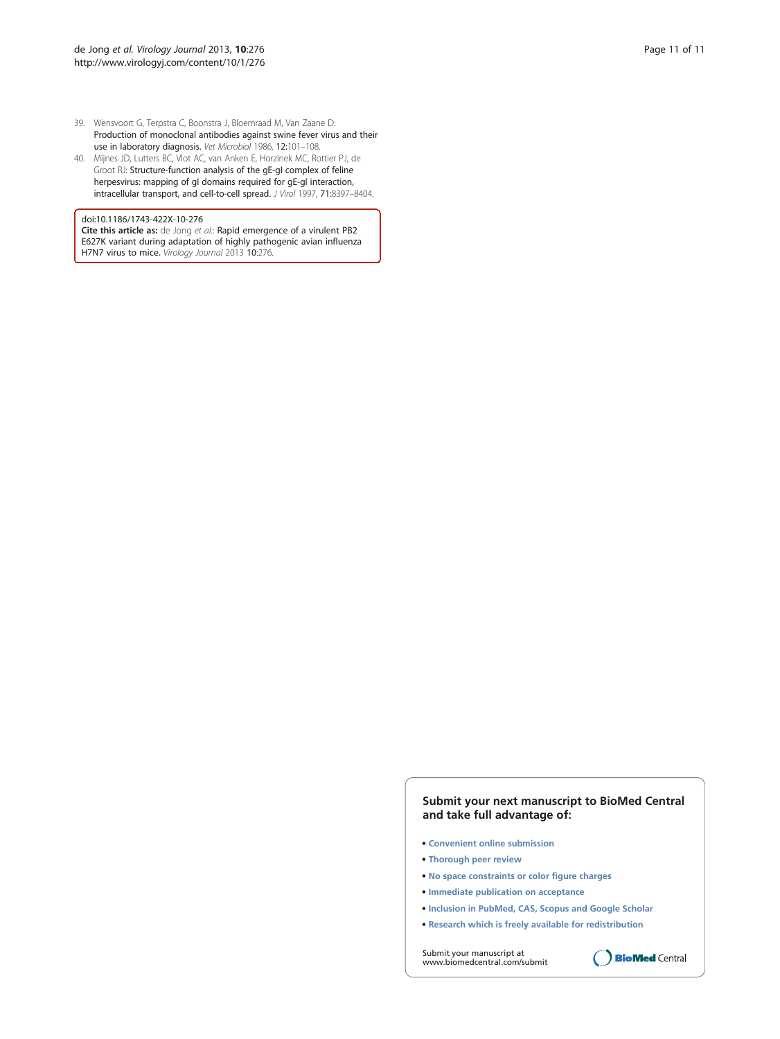39. Wensvoort G, Terpstra C, Boonstra J, Bloemraad M, Van Zaane D: **Production of monoclonal antibodies against swine fever virus and their use in laboratory diagnosis.** *Vet Microbiol* 1986, **12:**101–108.
40. Mijnes JD, Lutters BC, Vlot AC, van Anken E, Horzinek MC, Rottier PJ, de Groot RJ: **Structure-function analysis of the gE-gI complex of feline herpesvirus: mapping of gI domains required for gE-gI interaction, intracellular transport, and cell-to-cell spread.** *J Virol* 1997, **71:**8397–8404.

doi:10.1186/1743-422X-10-276
**Cite this article as:** de Jong *et al.*: Rapid emergence of a virulent PB2 E627K variant during adaptation of highly pathogenic avian influenza H7N7 virus to mice. *Virology Journal* 2013 **10**:276.

**Submit your next manuscript to BioMed Central and take full advantage of:**

- **Convenient online submission**
- **Thorough peer review**
- **No space constraints or color figure charges**
- **Immediate publication on acceptance**
- **Inclusion in PubMed, CAS, Scopus and Google Scholar**
- **Research which is freely available for redistribution**

Submit your manuscript at www.biomedcentral.com/submit

BioMed Central